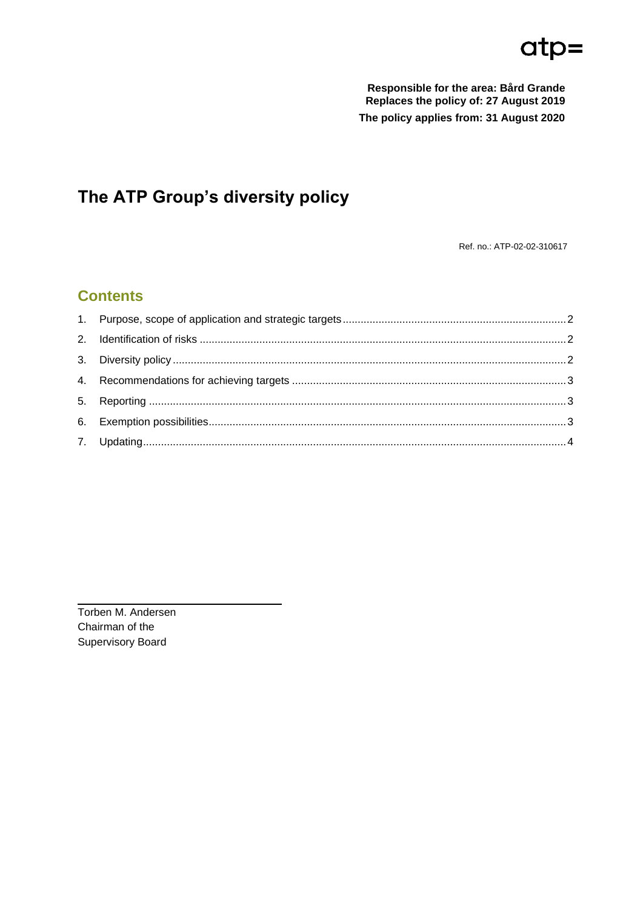atp=

**Responsible for the area: Bård Grande**
**Replaces the policy of: 27 August 2019**
**The policy applies from: 31 August 2020**

# The ATP Group's diversity policy

Ref. no.: ATP-02-02-310617

## Contents

1. Purpose, scope of application and strategic targets ........ 2
2. Identification of risks ........ 2
3. Diversity policy ........ 2
4. Recommendations for achieving targets ........ 3
5. Reporting ........ 3
6. Exemption possibilities ........ 3
7. Updating ........ 4

Torben M. Andersen
Chairman of the
Supervisory Board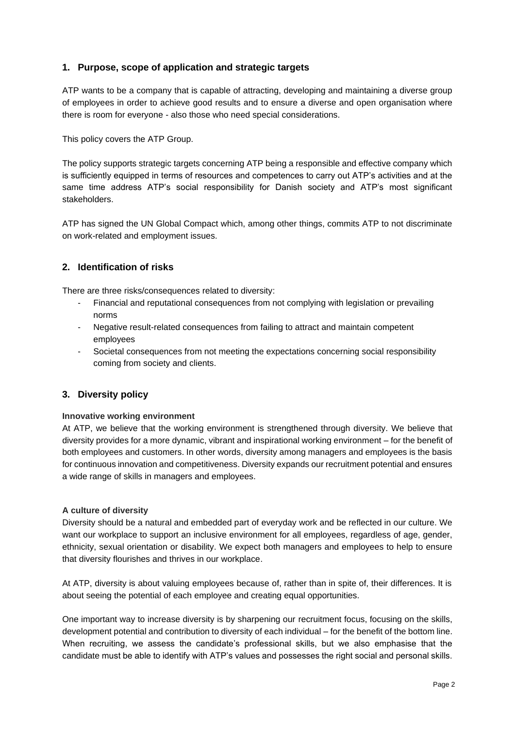## 1. Purpose, scope of application and strategic targets

ATP wants to be a company that is capable of attracting, developing and maintaining a diverse group of employees in order to achieve good results and to ensure a diverse and open organisation where there is room for everyone - also those who need special considerations.

This policy covers the ATP Group.

The policy supports strategic targets concerning ATP being a responsible and effective company which is sufficiently equipped in terms of resources and competences to carry out ATP's activities and at the same time address ATP's social responsibility for Danish society and ATP's most significant stakeholders.

ATP has signed the UN Global Compact which, among other things, commits ATP to not discriminate on work-related and employment issues.

## 2. Identification of risks

There are three risks/consequences related to diversity:

- Financial and reputational consequences from not complying with legislation or prevailing norms
- Negative result-related consequences from failing to attract and maintain competent employees
- Societal consequences from not meeting the expectations concerning social responsibility coming from society and clients.

## 3. Diversity policy

**Innovative working environment**

At ATP, we believe that the working environment is strengthened through diversity. We believe that diversity provides for a more dynamic, vibrant and inspirational working environment – for the benefit of both employees and customers. In other words, diversity among managers and employees is the basis for continuous innovation and competitiveness. Diversity expands our recruitment potential and ensures a wide range of skills in managers and employees.

**A culture of diversity**

Diversity should be a natural and embedded part of everyday work and be reflected in our culture. We want our workplace to support an inclusive environment for all employees, regardless of age, gender, ethnicity, sexual orientation or disability. We expect both managers and employees to help to ensure that diversity flourishes and thrives in our workplace.

At ATP, diversity is about valuing employees because of, rather than in spite of, their differences. It is about seeing the potential of each employee and creating equal opportunities.

One important way to increase diversity is by sharpening our recruitment focus, focusing on the skills, development potential and contribution to diversity of each individual – for the benefit of the bottom line. When recruiting, we assess the candidate's professional skills, but we also emphasise that the candidate must be able to identify with ATP's values and possesses the right social and personal skills.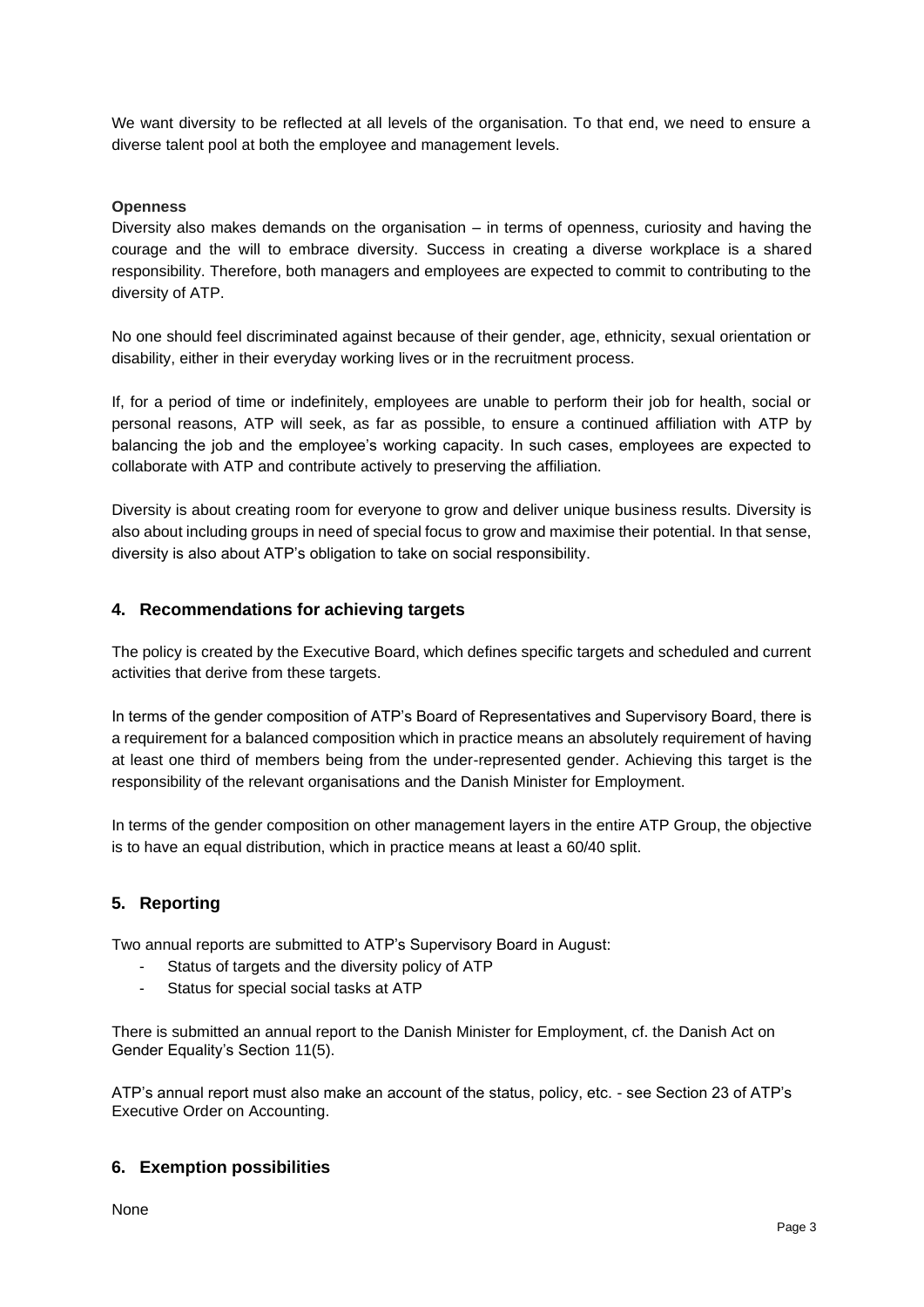We want diversity to be reflected at all levels of the organisation. To that end, we need to ensure a diverse talent pool at both the employee and management levels.

**Openness**

Diversity also makes demands on the organisation – in terms of openness, curiosity and having the courage and the will to embrace diversity. Success in creating a diverse workplace is a shared responsibility. Therefore, both managers and employees are expected to commit to contributing to the diversity of ATP.

No one should feel discriminated against because of their gender, age, ethnicity, sexual orientation or disability, either in their everyday working lives or in the recruitment process.

If, for a period of time or indefinitely, employees are unable to perform their job for health, social or personal reasons, ATP will seek, as far as possible, to ensure a continued affiliation with ATP by balancing the job and the employee's working capacity. In such cases, employees are expected to collaborate with ATP and contribute actively to preserving the affiliation.

Diversity is about creating room for everyone to grow and deliver unique business results. Diversity is also about including groups in need of special focus to grow and maximise their potential. In that sense, diversity is also about ATP's obligation to take on social responsibility.

## 4. Recommendations for achieving targets

The policy is created by the Executive Board, which defines specific targets and scheduled and current activities that derive from these targets.

In terms of the gender composition of ATP's Board of Representatives and Supervisory Board, there is a requirement for a balanced composition which in practice means an absolutely requirement of having at least one third of members being from the under-represented gender. Achieving this target is the responsibility of the relevant organisations and the Danish Minister for Employment.

In terms of the gender composition on other management layers in the entire ATP Group, the objective is to have an equal distribution, which in practice means at least a 60/40 split.

## 5. Reporting

Two annual reports are submitted to ATP's Supervisory Board in August:

- Status of targets and the diversity policy of ATP
- Status for special social tasks at ATP

There is submitted an annual report to the Danish Minister for Employment, cf. the Danish Act on Gender Equality's Section 11(5).

ATP's annual report must also make an account of the status, policy, etc. - see Section 23 of ATP's Executive Order on Accounting.

## 6. Exemption possibilities

None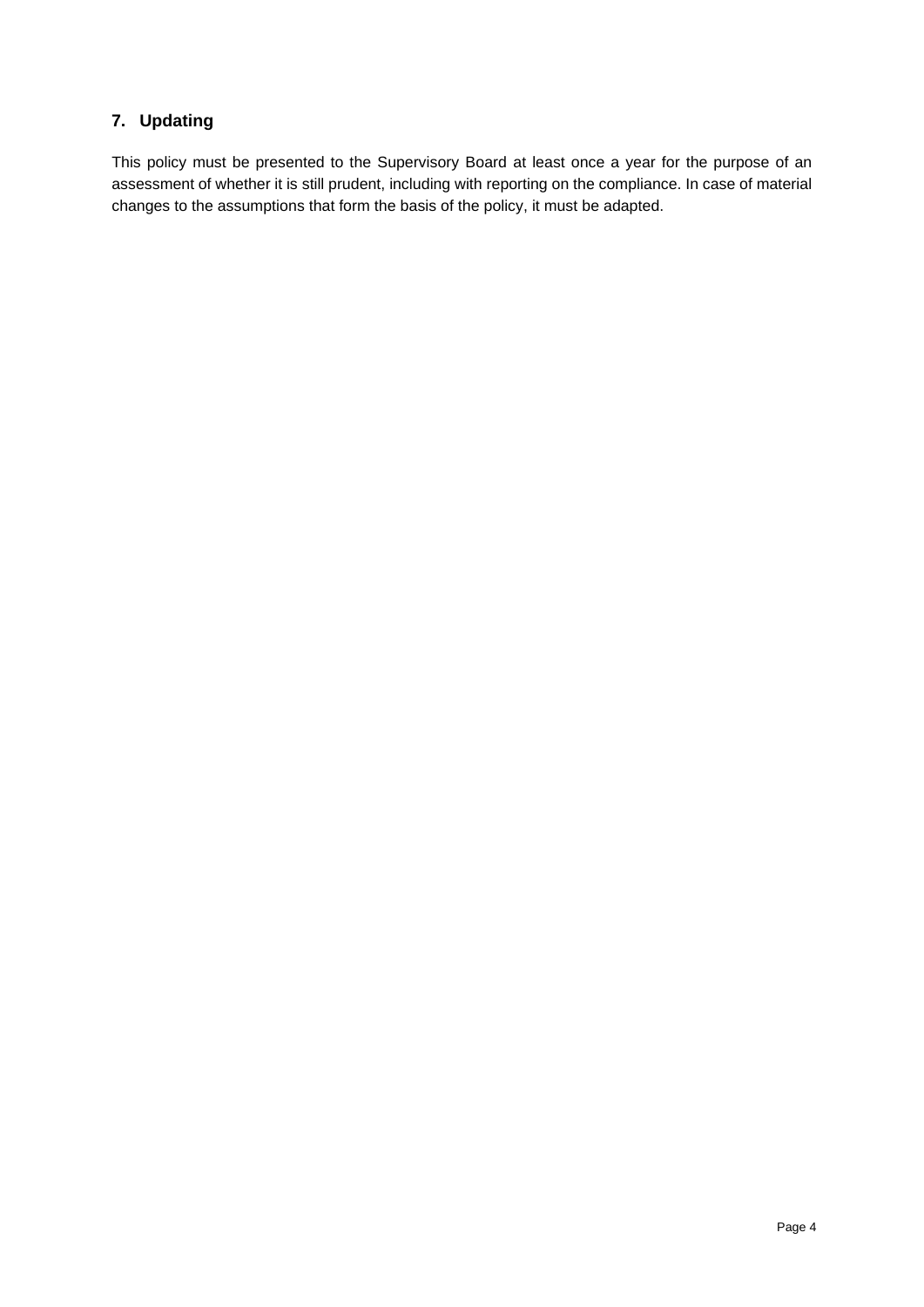## 7. Updating

This policy must be presented to the Supervisory Board at least once a year for the purpose of an assessment of whether it is still prudent, including with reporting on the compliance. In case of material changes to the assumptions that form the basis of the policy, it must be adapted.